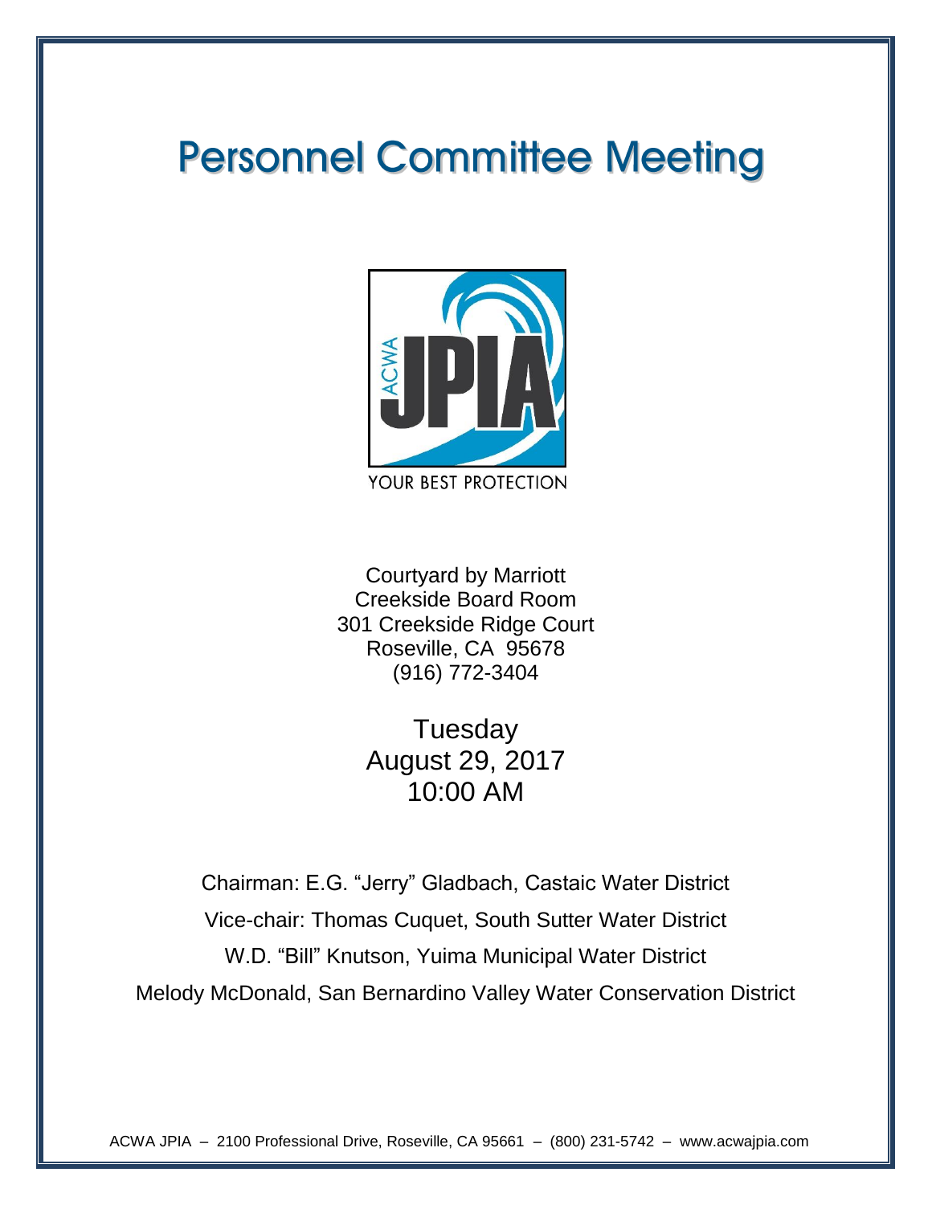# Personnel Committee Meeting

YOUR BEST PROTECTION

Courtyard by Marriott
Creekside Board Room
301 Creekside Ridge Court
Roseville, CA 95678
(916) 772-3404

Tuesday
August 29, 2017
10:00 AM

Chairman: E.G. "Jerry" Gladbach, Castaic Water District

Vice-chair: Thomas Cuquet, South Sutter Water District

W.D. "Bill" Knutson, Yuima Municipal Water District

Melody McDonald, San Bernardino Valley Water Conservation District

ACWA JPIA – 2100 Professional Drive, Roseville, CA 95661 – (800) 231-5742 – www.acwajpia.com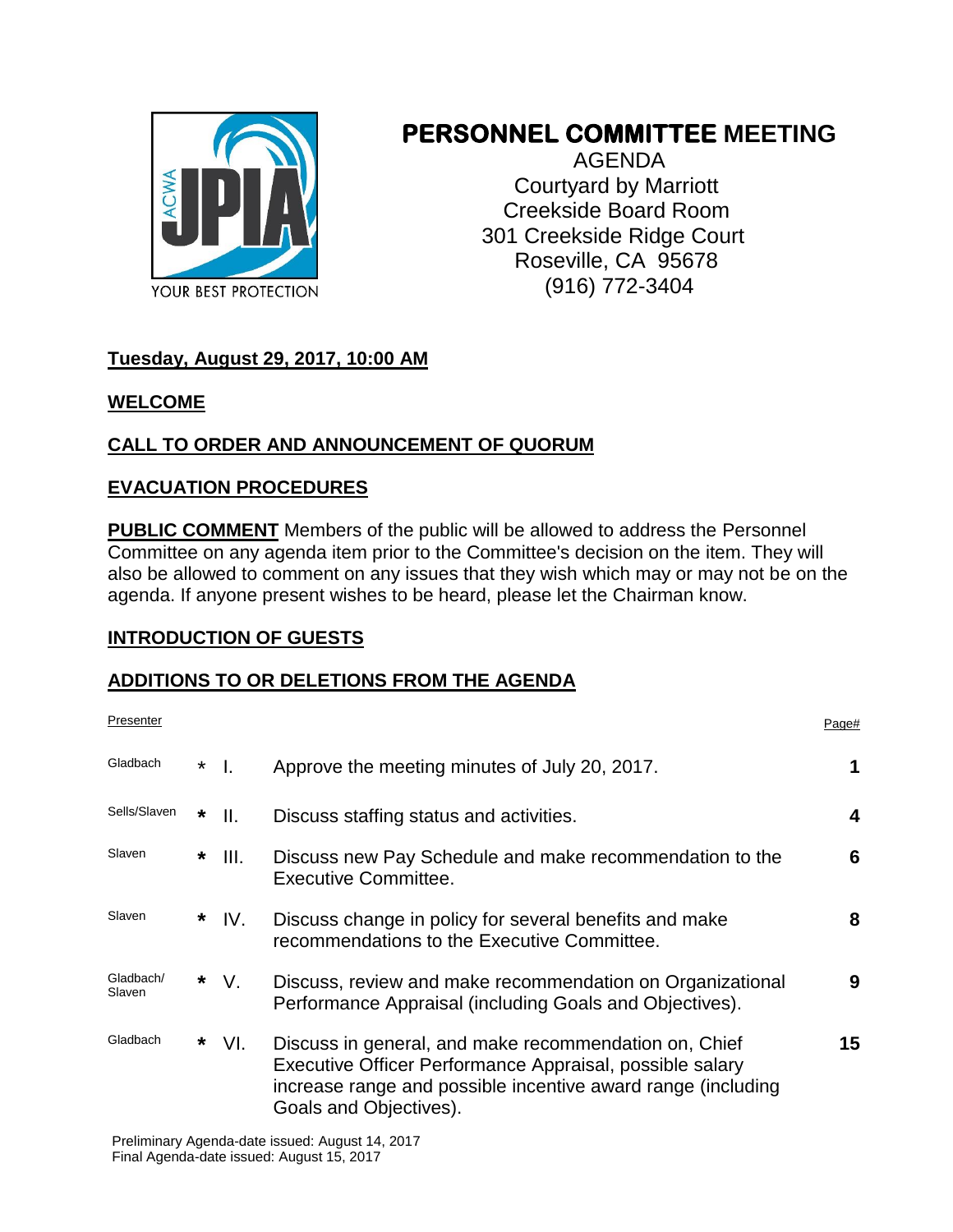# PERSONNEL COMMITTEE MEETING

AGENDA
Courtyard by Marriott
Creekside Board Room
301 Creekside Ridge Court
Roseville, CA 95678
(916) 772-3404

**Tuesday, August 29, 2017, 10:00 AM**

**WELCOME**

**CALL TO ORDER AND ANNOUNCEMENT OF QUORUM**

**EVACUATION PROCEDURES**

**PUBLIC COMMENT** Members of the public will be allowed to address the Personnel Committee on any agenda item prior to the Committee's decision on the item. They will also be allowed to comment on any issues that they wish which may or may not be on the agenda. If anyone present wishes to be heard, please let the Chairman know.

**INTRODUCTION OF GUESTS**

**ADDITIONS TO OR DELETIONS FROM THE AGENDA**

| Presenter | | | | Page# |
|---|---|---|---|---|
| Gladbach | * | I. | Approve the meeting minutes of July 20, 2017. | **1** |
| Sells/Slaven | * | II. | Discuss staffing status and activities. | **4** |
| Slaven | * | III. | Discuss new Pay Schedule and make recommendation to the Executive Committee. | **6** |
| Slaven | * | IV. | Discuss change in policy for several benefits and make recommendations to the Executive Committee. | **8** |
| Gladbach/ Slaven | * | V. | Discuss, review and make recommendation on Organizational Performance Appraisal (including Goals and Objectives). | **9** |
| Gladbach | * | VI. | Discuss in general, and make recommendation on, Chief Executive Officer Performance Appraisal, possible salary increase range and possible incentive award range (including Goals and Objectives). | **15** |

Preliminary Agenda-date issued: August 14, 2017
Final Agenda-date issued: August 15, 2017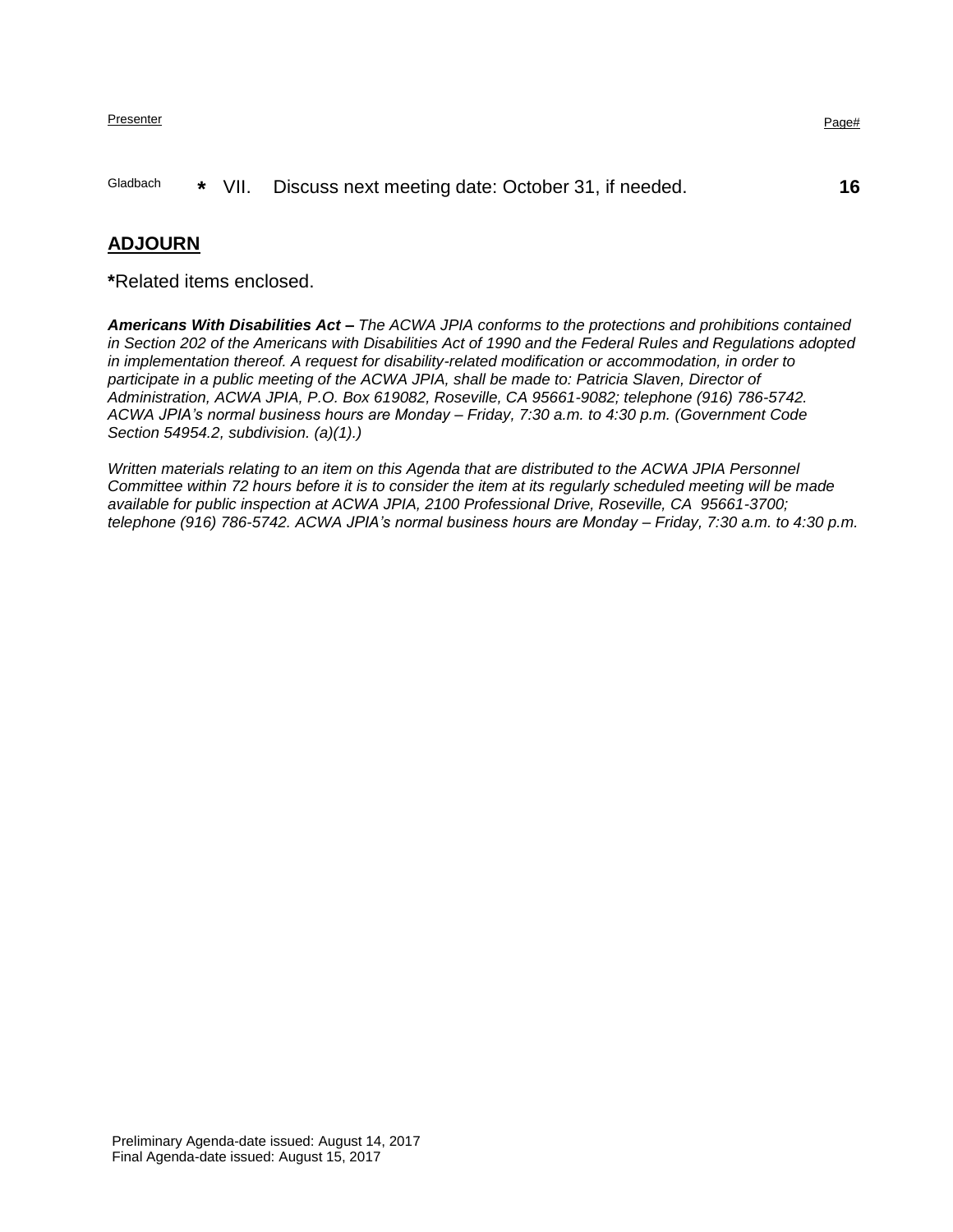| Presenter | | | | Page# |
| --- | --- | --- | --- | --- |
| Gladbach | * | VII. | Discuss next meeting date: October 31, if needed. | **16** |

## ADJOURN

**\***Related items enclosed.

***Americans With Disabilities Act –*** *The ACWA JPIA conforms to the protections and prohibitions contained in Section 202 of the Americans with Disabilities Act of 1990 and the Federal Rules and Regulations adopted in implementation thereof. A request for disability-related modification or accommodation, in order to participate in a public meeting of the ACWA JPIA, shall be made to: Patricia Slaven, Director of Administration, ACWA JPIA, P.O. Box 619082, Roseville, CA 95661-9082; telephone (916) 786-5742. ACWA JPIA's normal business hours are Monday – Friday, 7:30 a.m. to 4:30 p.m. (Government Code Section 54954.2, subdivision. (a)(1).)*

*Written materials relating to an item on this Agenda that are distributed to the ACWA JPIA Personnel Committee within 72 hours before it is to consider the item at its regularly scheduled meeting will be made available for public inspection at ACWA JPIA, 2100 Professional Drive, Roseville, CA 95661-3700; telephone (916) 786-5742. ACWA JPIA's normal business hours are Monday – Friday, 7:30 a.m. to 4:30 p.m.*

Preliminary Agenda-date issued: August 14, 2017
Final Agenda-date issued: August 15, 2017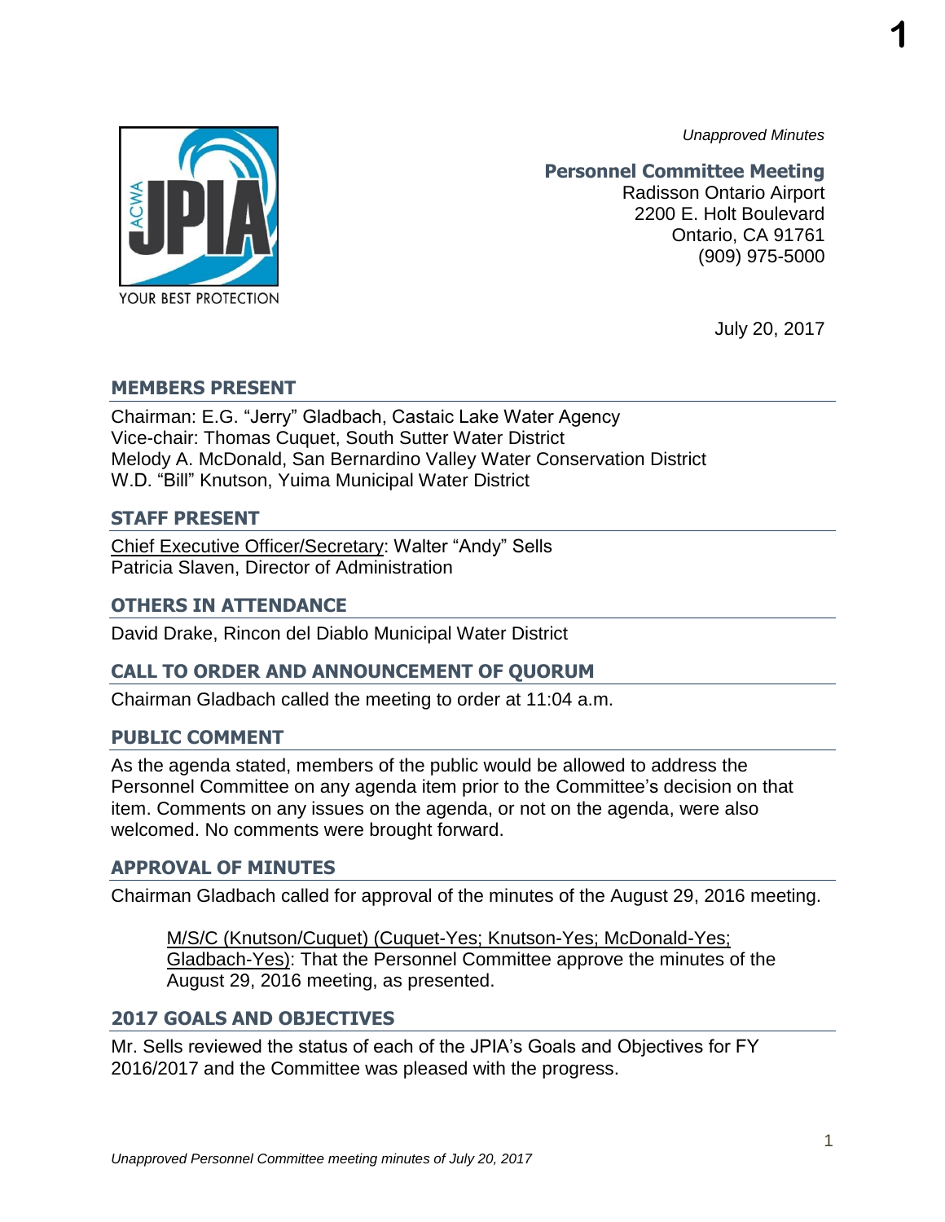*Unapproved Minutes*

**Personnel Committee Meeting**
Radisson Ontario Airport
2200 E. Holt Boulevard
Ontario, CA 91761
(909) 975-5000

July 20, 2017

## MEMBERS PRESENT

Chairman: E.G. "Jerry" Gladbach, Castaic Lake Water Agency
Vice-chair: Thomas Cuquet, South Sutter Water District
Melody A. McDonald, San Bernardino Valley Water Conservation District
W.D. "Bill" Knutson, Yuima Municipal Water District

## STAFF PRESENT

Chief Executive Officer/Secretary: Walter "Andy" Sells
Patricia Slaven, Director of Administration

## OTHERS IN ATTENDANCE

David Drake, Rincon del Diablo Municipal Water District

## CALL TO ORDER AND ANNOUNCEMENT OF QUORUM

Chairman Gladbach called the meeting to order at 11:04 a.m.

## PUBLIC COMMENT

As the agenda stated, members of the public would be allowed to address the Personnel Committee on any agenda item prior to the Committee's decision on that item. Comments on any issues on the agenda, or not on the agenda, were also welcomed. No comments were brought forward.

## APPROVAL OF MINUTES

Chairman Gladbach called for approval of the minutes of the August 29, 2016 meeting.

> M/S/C (Knutson/Cuquet) (Cuquet-Yes; Knutson-Yes; McDonald-Yes; Gladbach-Yes): That the Personnel Committee approve the minutes of the August 29, 2016 meeting, as presented.

## 2017 GOALS AND OBJECTIVES

Mr. Sells reviewed the status of each of the JPIA's Goals and Objectives for FY 2016/2017 and the Committee was pleased with the progress.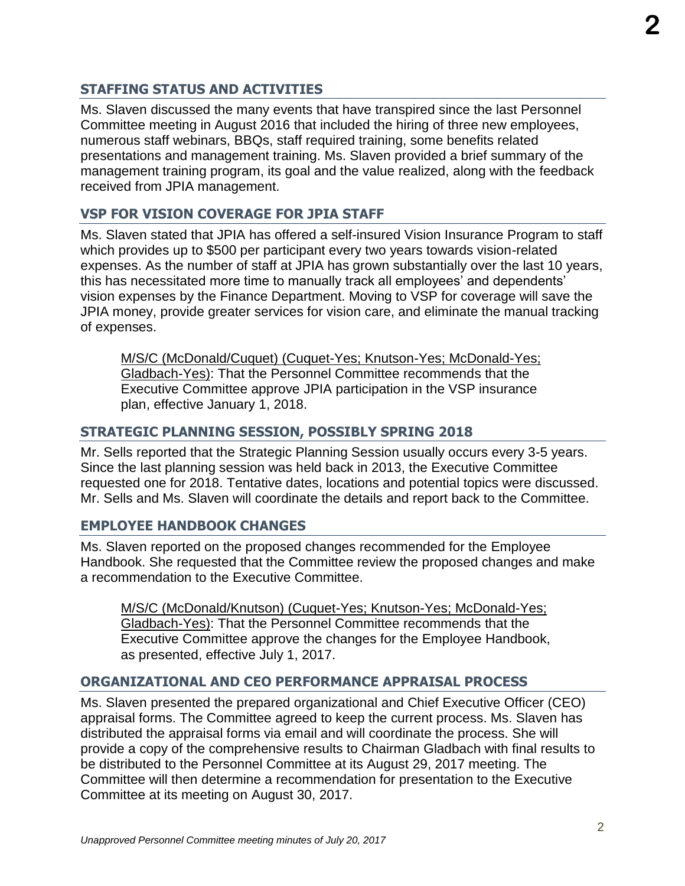## STAFFING STATUS AND ACTIVITIES

Ms. Slaven discussed the many events that have transpired since the last Personnel Committee meeting in August 2016 that included the hiring of three new employees, numerous staff webinars, BBQs, staff required training, some benefits related presentations and management training. Ms. Slaven provided a brief summary of the management training program, its goal and the value realized, along with the feedback received from JPIA management.

## VSP FOR VISION COVERAGE FOR JPIA STAFF

Ms. Slaven stated that JPIA has offered a self-insured Vision Insurance Program to staff which provides up to $500 per participant every two years towards vision-related expenses. As the number of staff at JPIA has grown substantially over the last 10 years, this has necessitated more time to manually track all employees' and dependents' vision expenses by the Finance Department. Moving to VSP for coverage will save the JPIA money, provide greater services for vision care, and eliminate the manual tracking of expenses.

> <u>M/S/C (McDonald/Cuquet) (Cuquet-Yes; Knutson-Yes; McDonald-Yes; Gladbach-Yes)</u>: That the Personnel Committee recommends that the Executive Committee approve JPIA participation in the VSP insurance plan, effective January 1, 2018.

## STRATEGIC PLANNING SESSION, POSSIBLY SPRING 2018

Mr. Sells reported that the Strategic Planning Session usually occurs every 3-5 years. Since the last planning session was held back in 2013, the Executive Committee requested one for 2018. Tentative dates, locations and potential topics were discussed. Mr. Sells and Ms. Slaven will coordinate the details and report back to the Committee.

## EMPLOYEE HANDBOOK CHANGES

Ms. Slaven reported on the proposed changes recommended for the Employee Handbook. She requested that the Committee review the proposed changes and make a recommendation to the Executive Committee.

> <u>M/S/C (McDonald/Knutson) (Cuquet-Yes; Knutson-Yes; McDonald-Yes; Gladbach-Yes)</u>: That the Personnel Committee recommends that the Executive Committee approve the changes for the Employee Handbook, as presented, effective July 1, 2017.

## ORGANIZATIONAL AND CEO PERFORMANCE APPRAISAL PROCESS

Ms. Slaven presented the prepared organizational and Chief Executive Officer (CEO) appraisal forms. The Committee agreed to keep the current process. Ms. Slaven has distributed the appraisal forms via email and will coordinate the process. She will provide a copy of the comprehensive results to Chairman Gladbach with final results to be distributed to the Personnel Committee at its August 29, 2017 meeting. The Committee will then determine a recommendation for presentation to the Executive Committee at its meeting on August 30, 2017.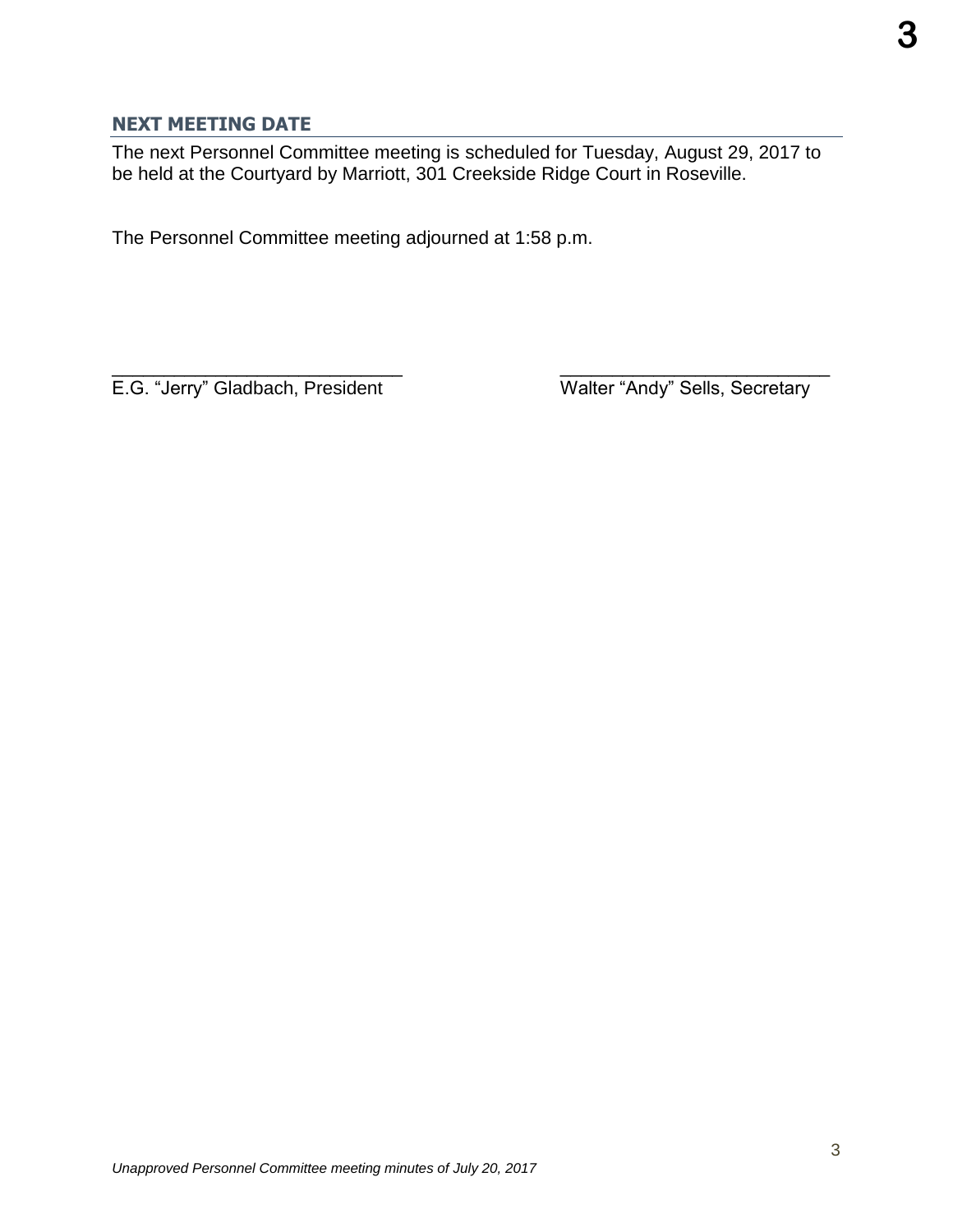## NEXT MEETING DATE

The next Personnel Committee meeting is scheduled for Tuesday, August 29, 2017 to be held at the Courtyard by Marriott, 301 Creekside Ridge Court in Roseville.

The Personnel Committee meeting adjourned at 1:58 p.m.

| ____________________________ | ____________________________ |
| --- | --- |
| E.G. "Jerry" Gladbach, President | Walter "Andy" Sells, Secretary |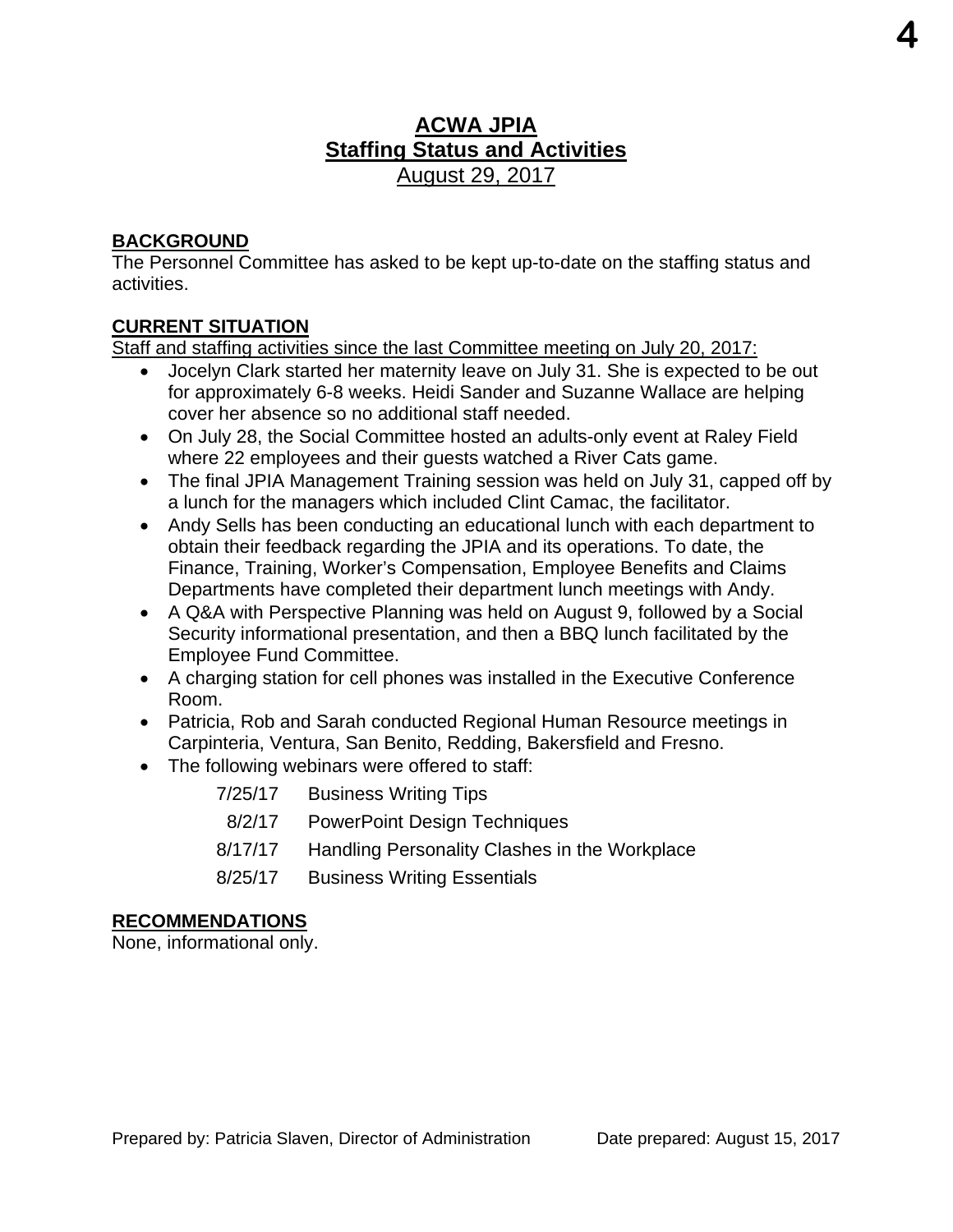# ACWA JPIA
## Staffing Status and Activities
August 29, 2017

**BACKGROUND**

The Personnel Committee has asked to be kept up-to-date on the staffing status and activities.

**CURRENT SITUATION**

Staff and staffing activities since the last Committee meeting on July 20, 2017:

- Jocelyn Clark started her maternity leave on July 31. She is expected to be out for approximately 6-8 weeks. Heidi Sander and Suzanne Wallace are helping cover her absence so no additional staff needed.
- On July 28, the Social Committee hosted an adults-only event at Raley Field where 22 employees and their guests watched a River Cats game.
- The final JPIA Management Training session was held on July 31, capped off by a lunch for the managers which included Clint Camac, the facilitator.
- Andy Sells has been conducting an educational lunch with each department to obtain their feedback regarding the JPIA and its operations. To date, the Finance, Training, Worker's Compensation, Employee Benefits and Claims Departments have completed their department lunch meetings with Andy.
- A Q&A with Perspective Planning was held on August 9, followed by a Social Security informational presentation, and then a BBQ lunch facilitated by the Employee Fund Committee.
- A charging station for cell phones was installed in the Executive Conference Room.
- Patricia, Rob and Sarah conducted Regional Human Resource meetings in Carpinteria, Ventura, San Benito, Redding, Bakersfield and Fresno.
- The following webinars were offered to staff:

  7/25/17 Business Writing Tips

  8/2/17 PowerPoint Design Techniques

  8/17/17 Handling Personality Clashes in the Workplace

  8/25/17 Business Writing Essentials

**RECOMMENDATIONS**

None, informational only.

Prepared by: Patricia Slaven, Director of Administration Date prepared: August 15, 2017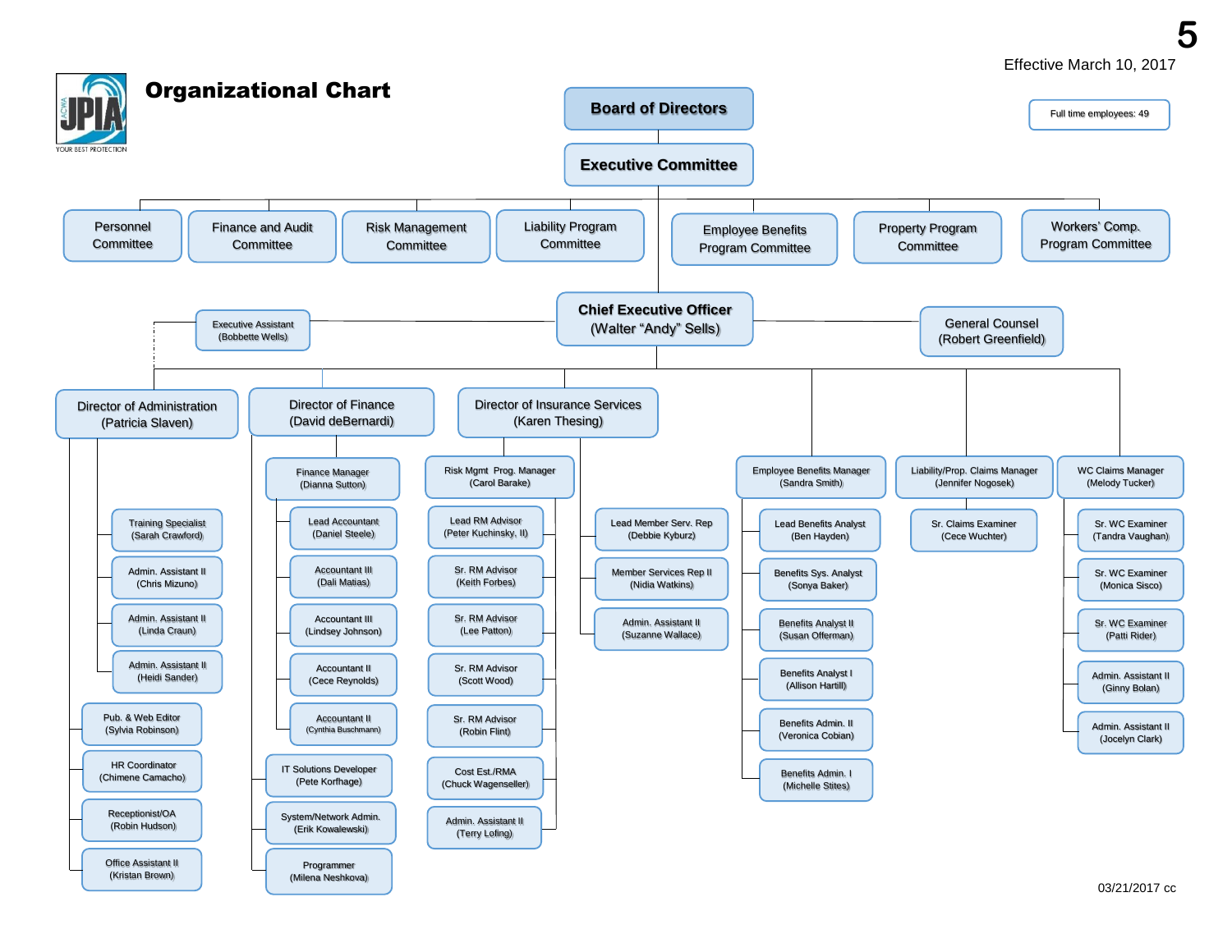Effective March 10, 2017

# Organizational Chart

Full time employees: 49

**Board of Directors**

**Executive Committee**

- Personnel Committee
- Finance and Audit Committee
- Risk Management Committee
- Liability Program Committee
- Employee Benefits Program Committee
- Property Program Committee
- Workers' Comp. Program Committee

**Chief Executive Officer (Walter "Andy" Sells)**

- Executive Assistant (Bobbette Wells)
- General Counsel (Robert Greenfield)

## Director of Administration (Patricia Slaven)

- Training Specialist (Sarah Crawford)
- Admin. Assistant II (Chris Mizuno)
- Admin. Assistant II (Linda Craun)
- Admin. Assistant II (Heidi Sander)
- Pub. & Web Editor (Sylvia Robinson)
- HR Coordinator (Chimene Camacho)
- Receptionist/OA (Robin Hudson)
- Office Assistant II (Kristan Brown)

## Director of Finance (David deBernardi)

- Finance Manager (Dianna Sutton)
  - Lead Accountant (Daniel Steele)
  - Accountant III (Dali Matias)
  - Accountant III (Lindsey Johnson)
  - Accountant II (Cece Reynolds)
  - Accountant II (Cynthia Buschmann)
- IT Solutions Developer (Pete Korfhage)
- System/Network Admin. (Erik Kowalewski)
- Programmer (Milena Neshkova)

## Director of Insurance Services (Karen Thesing)

- Risk Mgmt Prog. Manager (Carol Barake)
  - Lead RM Advisor (Peter Kuchinsky, II)
  - Sr. RM Advisor (Keith Forbes)
  - Sr. RM Advisor (Lee Patton)
  - Sr. RM Advisor (Scott Wood)
  - Sr. RM Advisor (Robin Flint)
  - Cost Est./RMA (Chuck Wagenseller)
  - Admin. Assistant II (Terry Lofing)
- Lead Member Serv. Rep (Debbie Kyburz)
- Member Services Rep II (Nidia Watkins)
- Admin. Assistant II (Suzanne Wallace)

## Employee Benefits Manager (Sandra Smith)

- Lead Benefits Analyst (Ben Hayden)
- Benefits Sys. Analyst (Sonya Baker)
- Benefits Analyst II (Susan Offerman)
- Benefits Analyst I (Allison Hartill)
- Benefits Admin. II (Veronica Cobian)
- Benefits Admin. I (Michelle Stites)

## Liability/Prop. Claims Manager (Jennifer Nogosek)

- Sr. Claims Examiner (Cece Wuchter)

## WC Claims Manager (Melody Tucker)

- Sr. WC Examiner (Tandra Vaughan)
- Sr. WC Examiner (Monica Sisco)
- Sr. WC Examiner (Patti Rider)
- Admin. Assistant II (Ginny Bolan)
- Admin. Assistant II (Jocelyn Clark)

03/21/2017 cc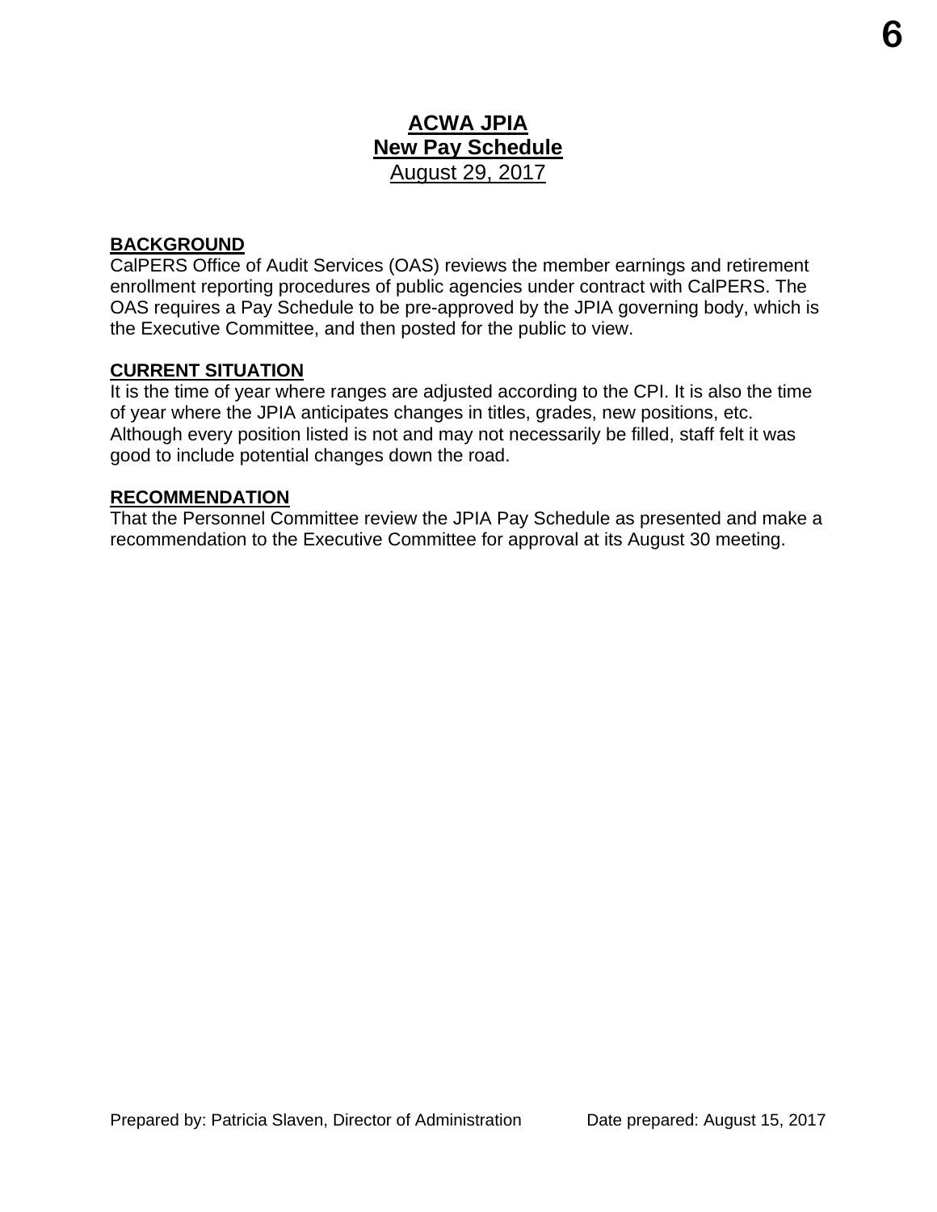# ACWA JPIA

## New Pay Schedule

August 29, 2017

**BACKGROUND**

CalPERS Office of Audit Services (OAS) reviews the member earnings and retirement enrollment reporting procedures of public agencies under contract with CalPERS. The OAS requires a Pay Schedule to be pre-approved by the JPIA governing body, which is the Executive Committee, and then posted for the public to view.

**CURRENT SITUATION**

It is the time of year where ranges are adjusted according to the CPI. It is also the time of year where the JPIA anticipates changes in titles, grades, new positions, etc. Although every position listed is not and may not necessarily be filled, staff felt it was good to include potential changes down the road.

**RECOMMENDATION**

That the Personnel Committee review the JPIA Pay Schedule as presented and make a recommendation to the Executive Committee for approval at its August 30 meeting.

Prepared by: Patricia Slaven, Director of Administration Date prepared: August 15, 2017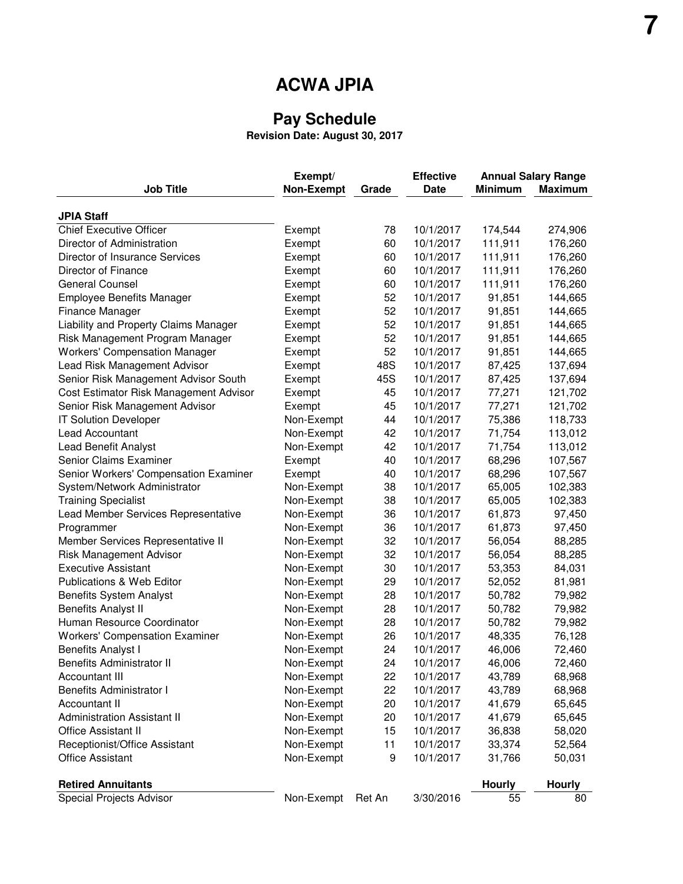# ACWA JPIA

## Pay Schedule

**Revision Date: August 30, 2017**

| Job Title | Exempt/ Non-Exempt | Grade | Effective Date | Annual Salary Range Minimum | Annual Salary Range Maximum |
|---|---|---|---|---|---|
| **JPIA Staff** | | | | | |
| Chief Executive Officer | Exempt | 78 | 10/1/2017 | 174,544 | 274,906 |
| Director of Administration | Exempt | 60 | 10/1/2017 | 111,911 | 176,260 |
| Director of Insurance Services | Exempt | 60 | 10/1/2017 | 111,911 | 176,260 |
| Director of Finance | Exempt | 60 | 10/1/2017 | 111,911 | 176,260 |
| General Counsel | Exempt | 60 | 10/1/2017 | 111,911 | 176,260 |
| Employee Benefits Manager | Exempt | 52 | 10/1/2017 | 91,851 | 144,665 |
| Finance Manager | Exempt | 52 | 10/1/2017 | 91,851 | 144,665 |
| Liability and Property Claims Manager | Exempt | 52 | 10/1/2017 | 91,851 | 144,665 |
| Risk Management Program Manager | Exempt | 52 | 10/1/2017 | 91,851 | 144,665 |
| Workers' Compensation Manager | Exempt | 52 | 10/1/2017 | 91,851 | 144,665 |
| Lead Risk Management Advisor | Exempt | 48S | 10/1/2017 | 87,425 | 137,694 |
| Senior Risk Management Advisor South | Exempt | 45S | 10/1/2017 | 87,425 | 137,694 |
| Cost Estimator Risk Management Advisor | Exempt | 45 | 10/1/2017 | 77,271 | 121,702 |
| Senior Risk Management Advisor | Exempt | 45 | 10/1/2017 | 77,271 | 121,702 |
| IT Solution Developer | Non-Exempt | 44 | 10/1/2017 | 75,386 | 118,733 |
| Lead Accountant | Non-Exempt | 42 | 10/1/2017 | 71,754 | 113,012 |
| Lead Benefit Analyst | Non-Exempt | 42 | 10/1/2017 | 71,754 | 113,012 |
| Senior Claims Examiner | Exempt | 40 | 10/1/2017 | 68,296 | 107,567 |
| Senior Workers' Compensation Examiner | Exempt | 40 | 10/1/2017 | 68,296 | 107,567 |
| System/Network Administrator | Non-Exempt | 38 | 10/1/2017 | 65,005 | 102,383 |
| Training Specialist | Non-Exempt | 38 | 10/1/2017 | 65,005 | 102,383 |
| Lead Member Services Representative | Non-Exempt | 36 | 10/1/2017 | 61,873 | 97,450 |
| Programmer | Non-Exempt | 36 | 10/1/2017 | 61,873 | 97,450 |
| Member Services Representative II | Non-Exempt | 32 | 10/1/2017 | 56,054 | 88,285 |
| Risk Management Advisor | Non-Exempt | 32 | 10/1/2017 | 56,054 | 88,285 |
| Executive Assistant | Non-Exempt | 30 | 10/1/2017 | 53,353 | 84,031 |
| Publications & Web Editor | Non-Exempt | 29 | 10/1/2017 | 52,052 | 81,981 |
| Benefits System Analyst | Non-Exempt | 28 | 10/1/2017 | 50,782 | 79,982 |
| Benefits Analyst II | Non-Exempt | 28 | 10/1/2017 | 50,782 | 79,982 |
| Human Resource Coordinator | Non-Exempt | 28 | 10/1/2017 | 50,782 | 79,982 |
| Workers' Compensation Examiner | Non-Exempt | 26 | 10/1/2017 | 48,335 | 76,128 |
| Benefits Analyst I | Non-Exempt | 24 | 10/1/2017 | 46,006 | 72,460 |
| Benefits Administrator II | Non-Exempt | 24 | 10/1/2017 | 46,006 | 72,460 |
| Accountant III | Non-Exempt | 22 | 10/1/2017 | 43,789 | 68,968 |
| Benefits Administrator I | Non-Exempt | 22 | 10/1/2017 | 43,789 | 68,968 |
| Accountant II | Non-Exempt | 20 | 10/1/2017 | 41,679 | 65,645 |
| Administration Assistant II | Non-Exempt | 20 | 10/1/2017 | 41,679 | 65,645 |
| Office Assistant II | Non-Exempt | 15 | 10/1/2017 | 36,838 | 58,020 |
| Receptionist/Office Assistant | Non-Exempt | 11 | 10/1/2017 | 33,374 | 52,564 |
| Office Assistant | Non-Exempt | 9 | 10/1/2017 | 31,766 | 50,031 |
| **Retired Annuitants** | | | | **Hourly** | **Hourly** |
| Special Projects Advisor | Non-Exempt | Ret An | 3/30/2016 | 55 | 80 |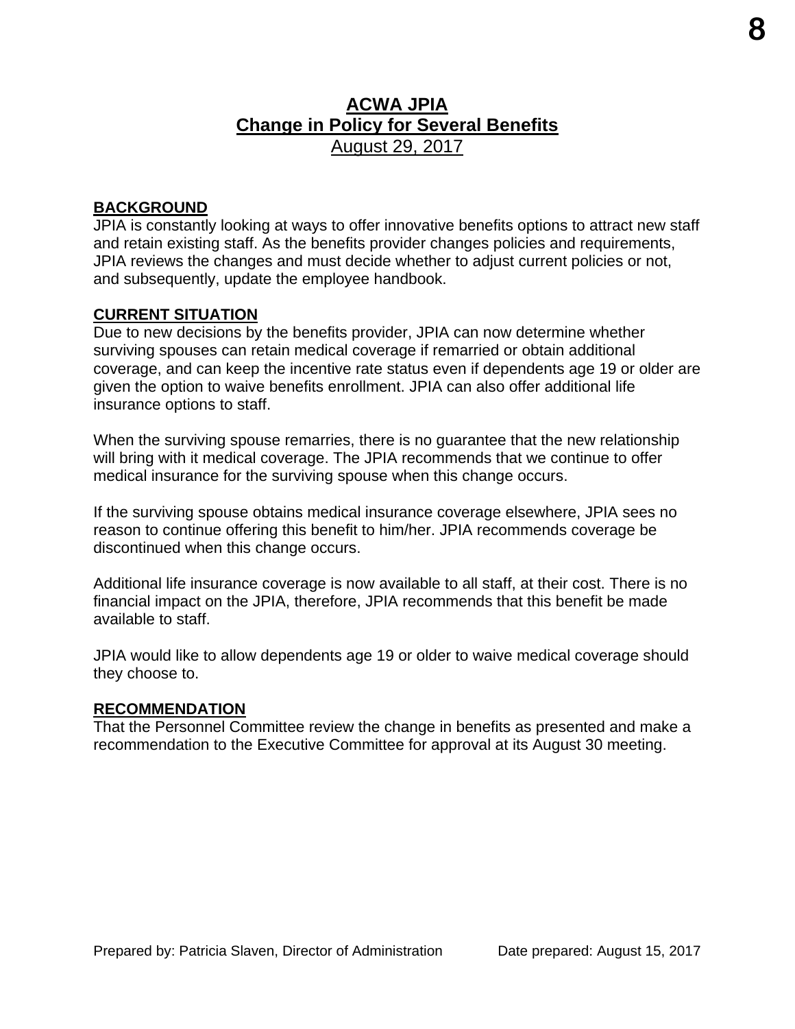# ACWA JPIA
## Change in Policy for Several Benefits
August 29, 2017

**BACKGROUND**

JPIA is constantly looking at ways to offer innovative benefits options to attract new staff and retain existing staff. As the benefits provider changes policies and requirements, JPIA reviews the changes and must decide whether to adjust current policies or not, and subsequently, update the employee handbook.

**CURRENT SITUATION**

Due to new decisions by the benefits provider, JPIA can now determine whether surviving spouses can retain medical coverage if remarried or obtain additional coverage, and can keep the incentive rate status even if dependents age 19 or older are given the option to waive benefits enrollment. JPIA can also offer additional life insurance options to staff.

When the surviving spouse remarries, there is no guarantee that the new relationship will bring with it medical coverage. The JPIA recommends that we continue to offer medical insurance for the surviving spouse when this change occurs.

If the surviving spouse obtains medical insurance coverage elsewhere, JPIA sees no reason to continue offering this benefit to him/her. JPIA recommends coverage be discontinued when this change occurs.

Additional life insurance coverage is now available to all staff, at their cost. There is no financial impact on the JPIA, therefore, JPIA recommends that this benefit be made available to staff.

JPIA would like to allow dependents age 19 or older to waive medical coverage should they choose to.

**RECOMMENDATION**

That the Personnel Committee review the change in benefits as presented and make a recommendation to the Executive Committee for approval at its August 30 meeting.

Prepared by: Patricia Slaven, Director of Administration    Date prepared: August 15, 2017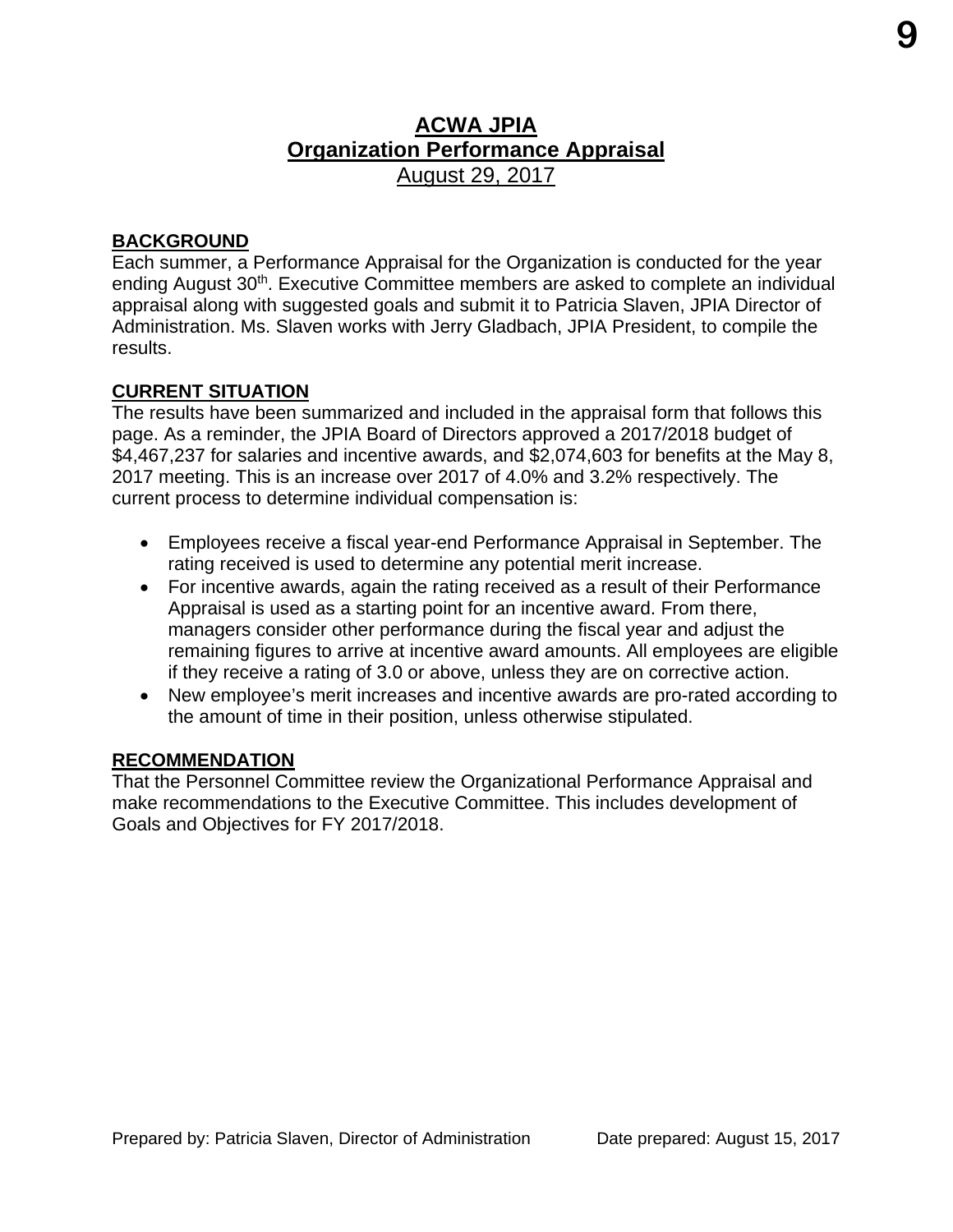# ACWA JPIA
## Organization Performance Appraisal
August 29, 2017

**BACKGROUND**

Each summer, a Performance Appraisal for the Organization is conducted for the year ending August 30th. Executive Committee members are asked to complete an individual appraisal along with suggested goals and submit it to Patricia Slaven, JPIA Director of Administration. Ms. Slaven works with Jerry Gladbach, JPIA President, to compile the results.

**CURRENT SITUATION**

The results have been summarized and included in the appraisal form that follows this page. As a reminder, the JPIA Board of Directors approved a 2017/2018 budget of $4,467,237 for salaries and incentive awards, and $2,074,603 for benefits at the May 8, 2017 meeting. This is an increase over 2017 of 4.0% and 3.2% respectively. The current process to determine individual compensation is:

- Employees receive a fiscal year-end Performance Appraisal in September. The rating received is used to determine any potential merit increase.
- For incentive awards, again the rating received as a result of their Performance Appraisal is used as a starting point for an incentive award. From there, managers consider other performance during the fiscal year and adjust the remaining figures to arrive at incentive award amounts. All employees are eligible if they receive a rating of 3.0 or above, unless they are on corrective action.
- New employee's merit increases and incentive awards are pro-rated according to the amount of time in their position, unless otherwise stipulated.

**RECOMMENDATION**

That the Personnel Committee review the Organizational Performance Appraisal and make recommendations to the Executive Committee. This includes development of Goals and Objectives for FY 2017/2018.

Prepared by: Patricia Slaven, Director of Administration Date prepared: August 15, 2017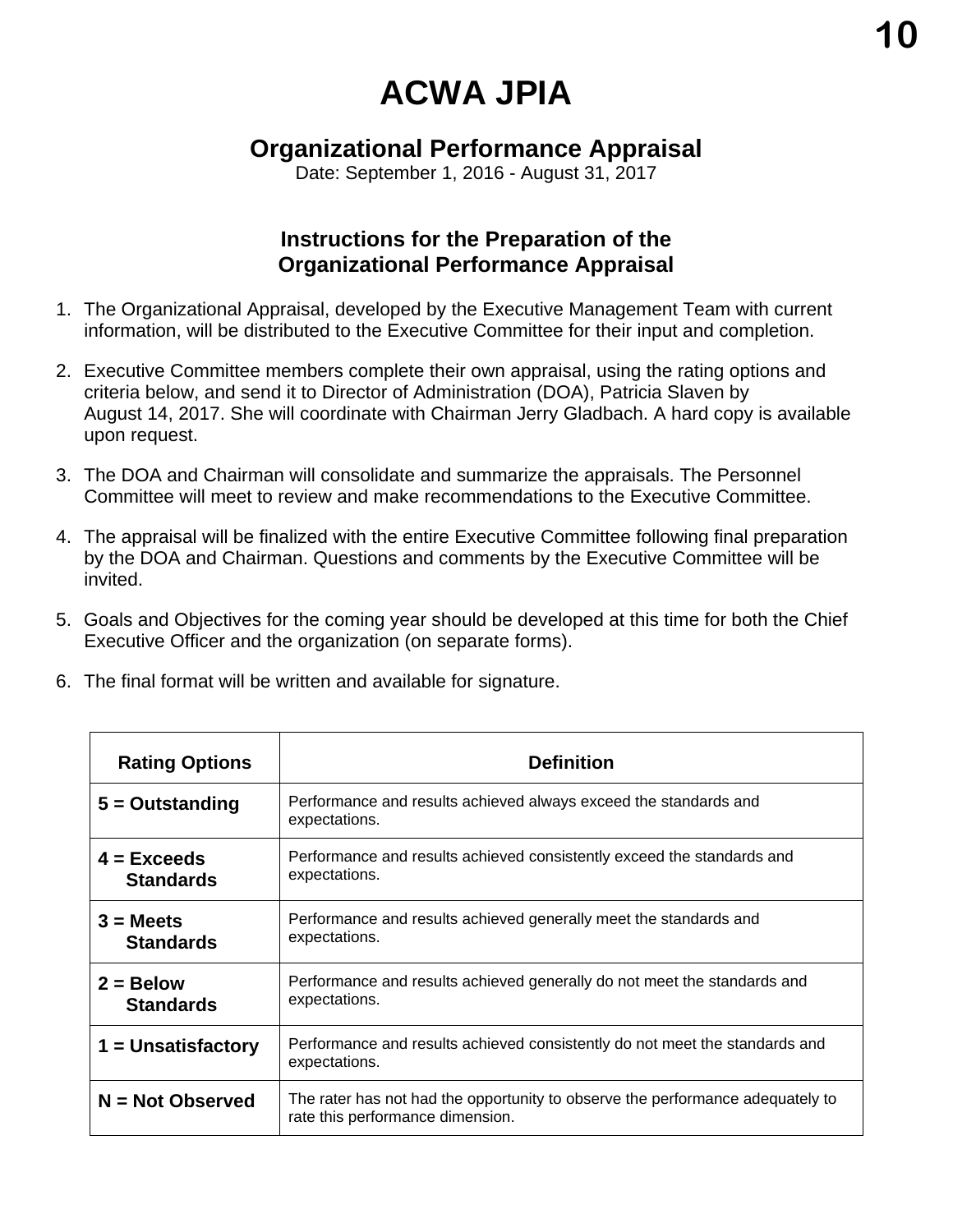# ACWA JPIA

## Organizational Performance Appraisal

Date: September 1, 2016 - August 31, 2017

### Instructions for the Preparation of the Organizational Performance Appraisal

1. The Organizational Appraisal, developed by the Executive Management Team with current information, will be distributed to the Executive Committee for their input and completion.
2. Executive Committee members complete their own appraisal, using the rating options and criteria below, and send it to Director of Administration (DOA), Patricia Slaven by August 14, 2017. She will coordinate with Chairman Jerry Gladbach. A hard copy is available upon request.
3. The DOA and Chairman will consolidate and summarize the appraisals. The Personnel Committee will meet to review and make recommendations to the Executive Committee.
4. The appraisal will be finalized with the entire Executive Committee following final preparation by the DOA and Chairman. Questions and comments by the Executive Committee will be invited.
5. Goals and Objectives for the coming year should be developed at this time for both the Chief Executive Officer and the organization (on separate forms).
6. The final format will be written and available for signature.

| Rating Options | Definition |
|---|---|
| **5 = Outstanding** | Performance and results achieved always exceed the standards and expectations. |
| **4 = Exceeds Standards** | Performance and results achieved consistently exceed the standards and expectations. |
| **3 = Meets Standards** | Performance and results achieved generally meet the standards and expectations. |
| **2 = Below Standards** | Performance and results achieved generally do not meet the standards and expectations. |
| **1 = Unsatisfactory** | Performance and results achieved consistently do not meet the standards and expectations. |
| **N = Not Observed** | The rater has not had the opportunity to observe the performance adequately to rate this performance dimension. |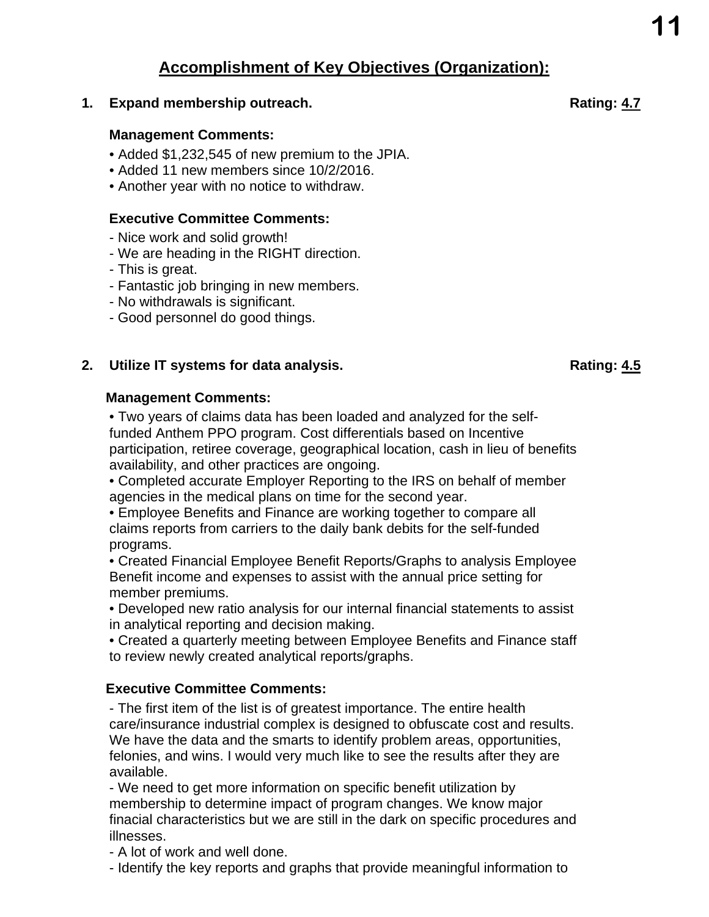## Accomplishment of Key Objectives (Organization):

**1. Expand membership outreach.** **Rating: 4.7**

**Management Comments:**

- Added $1,232,545 of new premium to the JPIA.
- Added 11 new members since 10/2/2016.
- Another year with no notice to withdraw.

**Executive Committee Comments:**

- Nice work and solid growth!
- We are heading in the RIGHT direction.
- This is great.
- Fantastic job bringing in new members.
- No withdrawals is significant.
- Good personnel do good things.

**2. Utilize IT systems for data analysis.** **Rating: 4.5**

**Management Comments:**

- Two years of claims data has been loaded and analyzed for the self-funded Anthem PPO program. Cost differentials based on Incentive participation, retiree coverage, geographical location, cash in lieu of benefits availability, and other practices are ongoing.
- Completed accurate Employer Reporting to the IRS on behalf of member agencies in the medical plans on time for the second year.
- Employee Benefits and Finance are working together to compare all claims reports from carriers to the daily bank debits for the self-funded programs.
- Created Financial Employee Benefit Reports/Graphs to analysis Employee Benefit income and expenses to assist with the annual price setting for member premiums.
- Developed new ratio analysis for our internal financial statements to assist in analytical reporting and decision making.
- Created a quarterly meeting between Employee Benefits and Finance staff to review newly created analytical reports/graphs.

**Executive Committee Comments:**

- The first item of the list is of greatest importance. The entire health care/insurance industrial complex is designed to obfuscate cost and results. We have the data and the smarts to identify problem areas, opportunities, felonies, and wins. I would very much like to see the results after they are available.
- We need to get more information on specific benefit utilization by membership to determine impact of program changes. We know major finacial characteristics but we are still in the dark on specific procedures and illnesses.
- A lot of work and well done.
- Identify the key reports and graphs that provide meaningful information to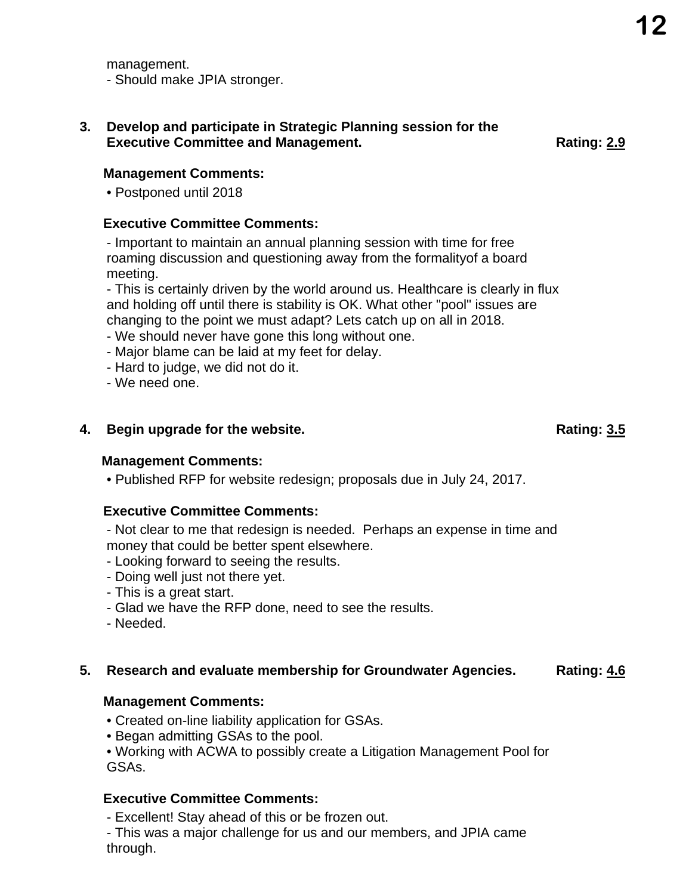management.
- Should make JPIA stronger.

**3. Develop and participate in Strategic Planning session for the Executive Committee and Management.** **Rating: 2.9**

**Management Comments:**

• Postponed until 2018

**Executive Committee Comments:**

- Important to maintain an annual planning session with time for free roaming discussion and questioning away from the formalityof a board meeting.
- This is certainly driven by the world around us. Healthcare is clearly in flux and holding off until there is stability is OK. What other "pool" issues are changing to the point we must adapt? Lets catch up on all in 2018.
- We should never have gone this long without one.
- Major blame can be laid at my feet for delay.
- Hard to judge, we did not do it.
- We need one.

**4. Begin upgrade for the website.** **Rating: 3.5**

**Management Comments:**

• Published RFP for website redesign; proposals due in July 24, 2017.

**Executive Committee Comments:**

- Not clear to me that redesign is needed. Perhaps an expense in time and money that could be better spent elsewhere.
- Looking forward to seeing the results.
- Doing well just not there yet.
- This is a great start.
- Glad we have the RFP done, need to see the results.
- Needed.

**5. Research and evaluate membership for Groundwater Agencies.** **Rating: 4.6**

**Management Comments:**

• Created on-line liability application for GSAs.
• Began admitting GSAs to the pool.
• Working with ACWA to possibly create a Litigation Management Pool for GSAs.

**Executive Committee Comments:**

- Excellent! Stay ahead of this or be frozen out.
- This was a major challenge for us and our members, and JPIA came through.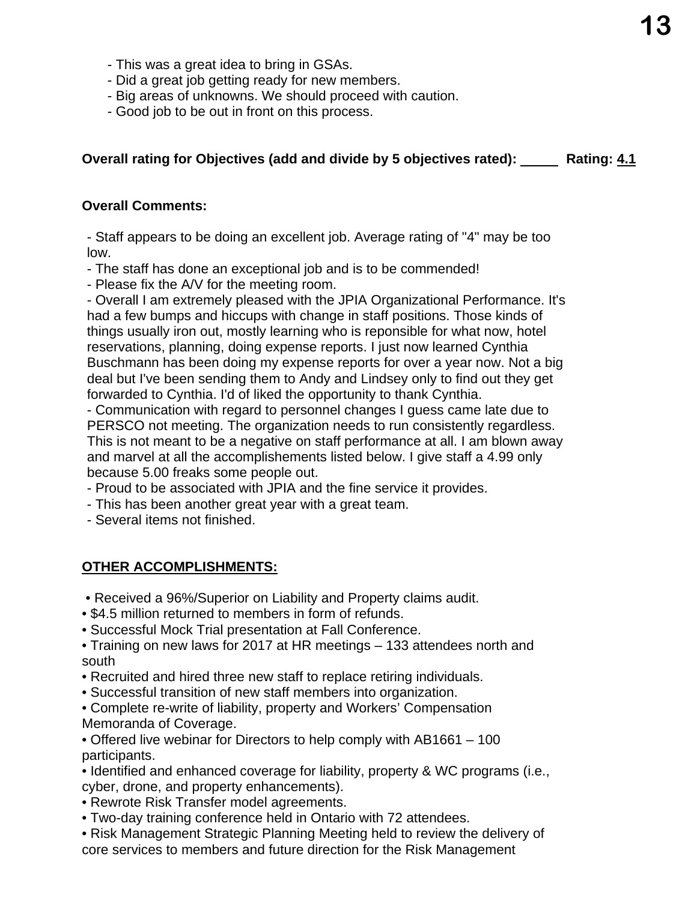- This was a great idea to bring in GSAs.
- Did a great job getting ready for new members.
- Big areas of unknowns. We should proceed with caution.
- Good job to be out in front on this process.

**Overall rating for Objectives (add and divide by 5 objectives rated): _____ Rating: 4.1**

**Overall Comments:**

- Staff appears to be doing an excellent job. Average rating of "4" may be too low.
- The staff has done an exceptional job and is to be commended!
- Please fix the A/V for the meeting room.
- Overall I am extremely pleased with the JPIA Organizational Performance. It's had a few bumps and hiccups with change in staff positions. Those kinds of things usually iron out, mostly learning who is reponsible for what now, hotel reservations, planning, doing expense reports. I just now learned Cynthia Buschmann has been doing my expense reports for over a year now. Not a big deal but I've been sending them to Andy and Lindsey only to find out they get forwarded to Cynthia. I'd of liked the opportunity to thank Cynthia.
- Communication with regard to personnel changes I guess came late due to PERSCO not meeting. The organization needs to run consistently regardless. This is not meant to be a negative on staff performance at all. I am blown away and marvel at all the accomplishements listed below. I give staff a 4.99 only because 5.00 freaks some people out.
- Proud to be associated with JPIA and the fine service it provides.
- This has been another great year with a great team.
- Several items not finished.

**OTHER ACCOMPLISHMENTS:**

- Received a 96%/Superior on Liability and Property claims audit.
- $4.5 million returned to members in form of refunds.
- Successful Mock Trial presentation at Fall Conference.
- Training on new laws for 2017 at HR meetings – 133 attendees north and south
- Recruited and hired three new staff to replace retiring individuals.
- Successful transition of new staff members into organization.
- Complete re-write of liability, property and Workers' Compensation Memoranda of Coverage.
- Offered live webinar for Directors to help comply with AB1661 – 100 participants.
- Identified and enhanced coverage for liability, property & WC programs (i.e., cyber, drone, and property enhancements).
- Rewrote Risk Transfer model agreements.
- Two-day training conference held in Ontario with 72 attendees.
- Risk Management Strategic Planning Meeting held to review the delivery of core services to members and future direction for the Risk Management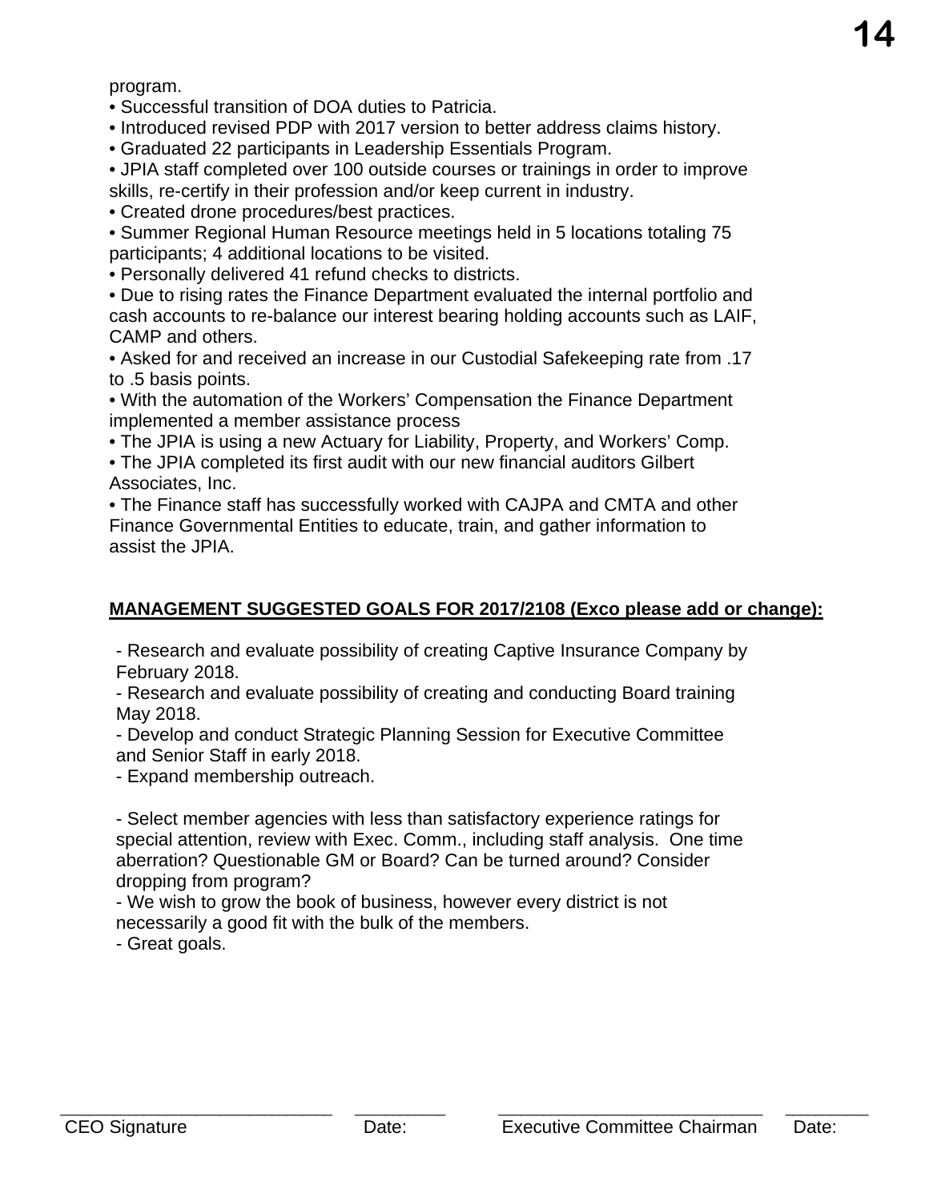program.

• Successful transition of DOA duties to Patricia.
• Introduced revised PDP with 2017 version to better address claims history.
• Graduated 22 participants in Leadership Essentials Program.
• JPIA staff completed over 100 outside courses or trainings in order to improve skills, re-certify in their profession and/or keep current in industry.
• Created drone procedures/best practices.
• Summer Regional Human Resource meetings held in 5 locations totaling 75 participants; 4 additional locations to be visited.
• Personally delivered 41 refund checks to districts.
• Due to rising rates the Finance Department evaluated the internal portfolio and cash accounts to re-balance our interest bearing holding accounts such as LAIF, CAMP and others.
• Asked for and received an increase in our Custodial Safekeeping rate from .17 to .5 basis points.
• With the automation of the Workers' Compensation the Finance Department implemented a member assistance process
• The JPIA is using a new Actuary for Liability, Property, and Workers' Comp.
• The JPIA completed its first audit with our new financial auditors Gilbert Associates, Inc.
• The Finance staff has successfully worked with CAJPA and CMTA and other Finance Governmental Entities to educate, train, and gather information to assist the JPIA.

**MANAGEMENT SUGGESTED GOALS FOR 2017/2108 (Exco please add or change):**

- Research and evaluate possibility of creating Captive Insurance Company by February 2018.
- Research and evaluate possibility of creating and conducting Board training May 2018.
- Develop and conduct Strategic Planning Session for Executive Committee and Senior Staff in early 2018.
- Expand membership outreach.

- Select member agencies with less than satisfactory experience ratings for special attention, review with Exec. Comm., including staff analysis. One time aberration? Questionable GM or Board? Can be turned around? Consider dropping from program?
- We wish to grow the book of business, however every district is not necessarily a good fit with the bulk of the members.
- Great goals.

| ___________________________ | _________ | ___________________________ | _________ |
|---|---|---|---|
| CEO Signature | Date: | Executive Committee Chairman | Date: |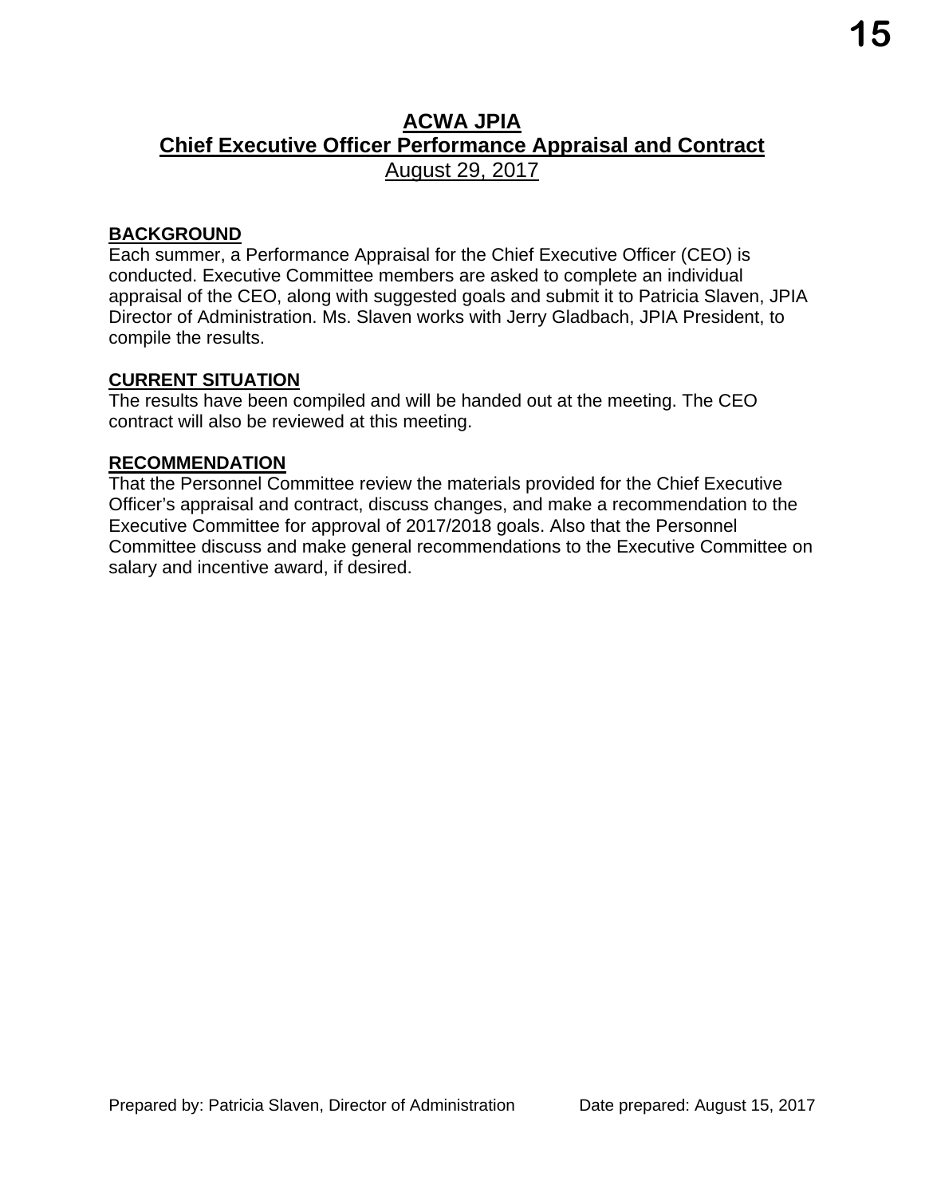# ACWA JPIA

## Chief Executive Officer Performance Appraisal and Contract

August 29, 2017

**BACKGROUND**

Each summer, a Performance Appraisal for the Chief Executive Officer (CEO) is conducted. Executive Committee members are asked to complete an individual appraisal of the CEO, along with suggested goals and submit it to Patricia Slaven, JPIA Director of Administration. Ms. Slaven works with Jerry Gladbach, JPIA President, to compile the results.

**CURRENT SITUATION**

The results have been compiled and will be handed out at the meeting. The CEO contract will also be reviewed at this meeting.

**RECOMMENDATION**

That the Personnel Committee review the materials provided for the Chief Executive Officer's appraisal and contract, discuss changes, and make a recommendation to the Executive Committee for approval of 2017/2018 goals. Also that the Personnel Committee discuss and make general recommendations to the Executive Committee on salary and incentive award, if desired.

Prepared by: Patricia Slaven, Director of Administration Date prepared: August 15, 2017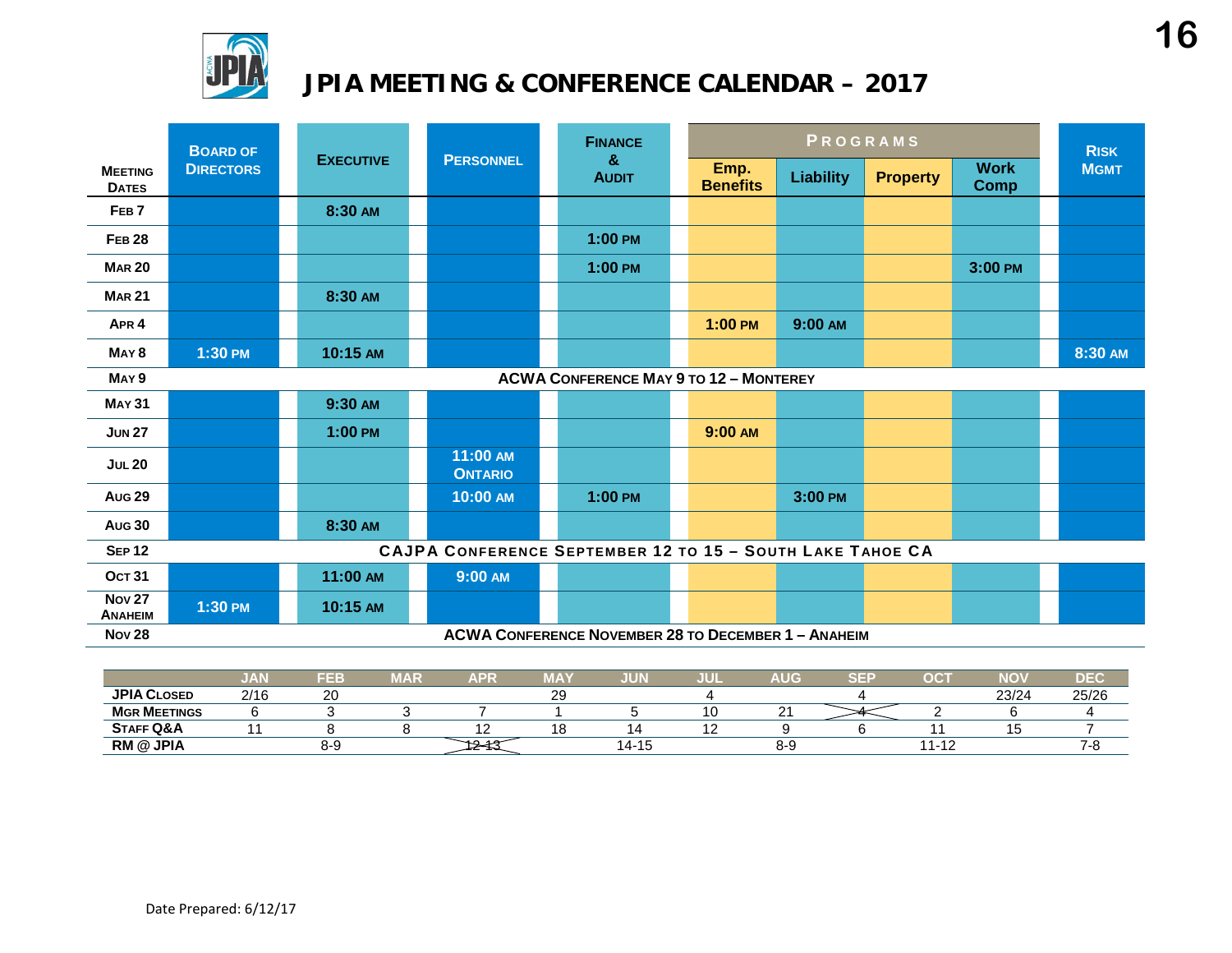# JPIA MEETING & CONFERENCE CALENDAR – 2017

| Meeting Dates | Board of Directors | Executive | Personnel | Finance & Audit | Programs | | | | Risk Mgmt |
|---|---|---|---|---|---|---|---|---|---|
| | | | | | Emp. Benefits | Liability | Property | Work Comp | |
| Feb 7 | | 8:30 AM | | | | | | | |
| Feb 28 | | | | 1:00 PM | | | | | |
| Mar 20 | | | | 1:00 PM | | | | 3:00 PM | |
| Mar 21 | | 8:30 AM | | | | | | | |
| Apr 4 | | | | | 1:00 PM | 9:00 AM | | | |
| May 8 | 1:30 PM | 10:15 AM | | | | | | | 8:30 AM |
| May 9 | ACWA Conference May 9 to 12 – Monterey | | | | | | | | |
| May 31 | | 9:30 AM | | | | | | | |
| Jun 27 | | 1:00 PM | | | 9:00 AM | | | | |
| Jul 20 | | | 11:00 AM Ontario | | | | | | |
| Aug 29 | | | 10:00 AM | 1:00 PM | | 3:00 PM | | | |
| Aug 30 | | 8:30 AM | | | | | | | |
| Sep 12 | CAJPA Conference September 12 to 15 – South Lake Tahoe CA | | | | | | | | |
| Oct 31 | | 11:00 AM | 9:00 AM | | | | | | |
| Nov 27 Anaheim | 1:30 PM | 10:15 AM | | | | | | | |
| Nov 28 | ACWA Conference November 28 to December 1 – Anaheim | | | | | | | | |

| | JAN | FEB | MAR | APR | MAY | JUN | JUL | AUG | SEP | OCT | NOV | DEC |
|---|---|---|---|---|---|---|---|---|---|---|---|---|
| JPIA Closed | 2/16 | 20 | | | 29 | | 4 | | 4 | | 23/24 | 25/26 |
| Mgr Meetings | 6 | 3 | 3 | 7 | 1 | 5 | 10 | 21 | ~~4~~ | 2 | 6 | 4 |
| Staff Q&A | 11 | 8 | 8 | 12 | 18 | 14 | 12 | 9 | 6 | 11 | 15 | 7 |
| RM @ JPIA | | 8-9 | | ~~12-13~~ | | 14-15 | | 8-9 | | 11-12 | | 7-8 |

Date Prepared: 6/12/17